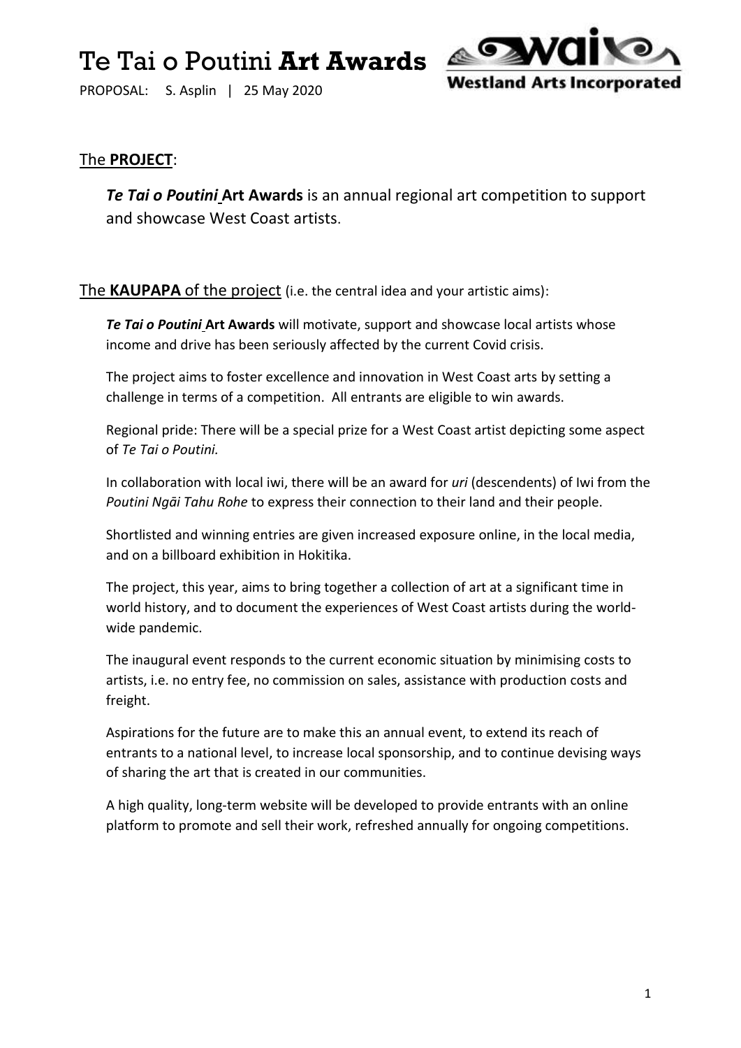# Te Tai o Poutini **Art Awards**

PROPOSAL: S. Asplin | 25 May 2020

Westland Arts Incorporated

## The **PROJECT**:

***Te Tai o Poutini* Art Awards** is an annual regional art competition to support and showcase West Coast artists.

## The **KAUPAPA** of the project (i.e. the central idea and your artistic aims):

***Te Tai o Poutini* Art Awards** will motivate, support and showcase local artists whose income and drive has been seriously affected by the current Covid crisis.

The project aims to foster excellence and innovation in West Coast arts by setting a challenge in terms of a competition. All entrants are eligible to win awards.

Regional pride: There will be a special prize for a West Coast artist depicting some aspect of *Te Tai o Poutini.*

In collaboration with local iwi, there will be an award for *uri* (descendents) of Iwi from the *Poutini Ngāi Tahu Rohe* to express their connection to their land and their people.

Shortlisted and winning entries are given increased exposure online, in the local media, and on a billboard exhibition in Hokitika.

The project, this year, aims to bring together a collection of art at a significant time in world history, and to document the experiences of West Coast artists during the world-wide pandemic.

The inaugural event responds to the current economic situation by minimising costs to artists, i.e. no entry fee, no commission on sales, assistance with production costs and freight.

Aspirations for the future are to make this an annual event, to extend its reach of entrants to a national level, to increase local sponsorship, and to continue devising ways of sharing the art that is created in our communities.

A high quality, long-term website will be developed to provide entrants with an online platform to promote and sell their work, refreshed annually for ongoing competitions.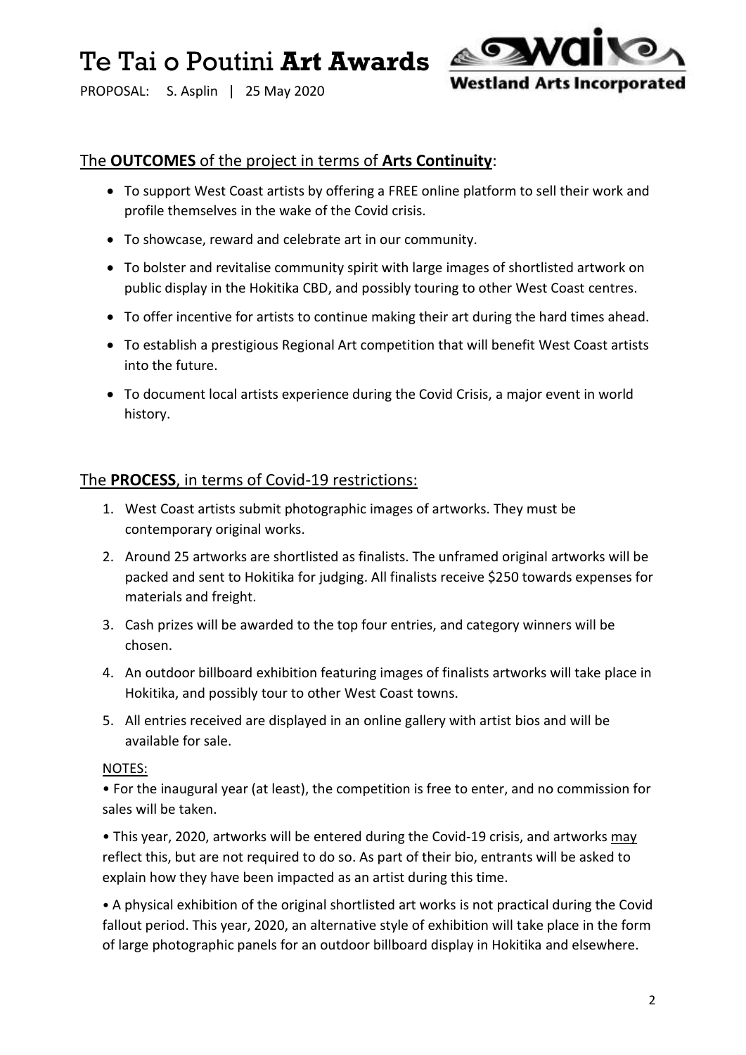## The **OUTCOMES** of the project in terms of **Arts Continuity**:

- To support West Coast artists by offering a FREE online platform to sell their work and profile themselves in the wake of the Covid crisis.
- To showcase, reward and celebrate art in our community.
- To bolster and revitalise community spirit with large images of shortlisted artwork on public display in the Hokitika CBD, and possibly touring to other West Coast centres.
- To offer incentive for artists to continue making their art during the hard times ahead.
- To establish a prestigious Regional Art competition that will benefit West Coast artists into the future.
- To document local artists experience during the Covid Crisis, a major event in world history.

## The **PROCESS**, in terms of Covid-19 restrictions:

1. West Coast artists submit photographic images of artworks. They must be contemporary original works.
2. Around 25 artworks are shortlisted as finalists. The unframed original artworks will be packed and sent to Hokitika for judging. All finalists receive $250 towards expenses for materials and freight.
3. Cash prizes will be awarded to the top four entries, and category winners will be chosen.
4. An outdoor billboard exhibition featuring images of finalists artworks will take place in Hokitika, and possibly tour to other West Coast towns.
5. All entries received are displayed in an online gallery with artist bios and will be available for sale.

NOTES:

• For the inaugural year (at least), the competition is free to enter, and no commission for sales will be taken.

• This year, 2020, artworks will be entered during the Covid-19 crisis, and artworks may reflect this, but are not required to do so. As part of their bio, entrants will be asked to explain how they have been impacted as an artist during this time.

• A physical exhibition of the original shortlisted art works is not practical during the Covid fallout period. This year, 2020, an alternative style of exhibition will take place in the form of large photographic panels for an outdoor billboard display in Hokitika and elsewhere.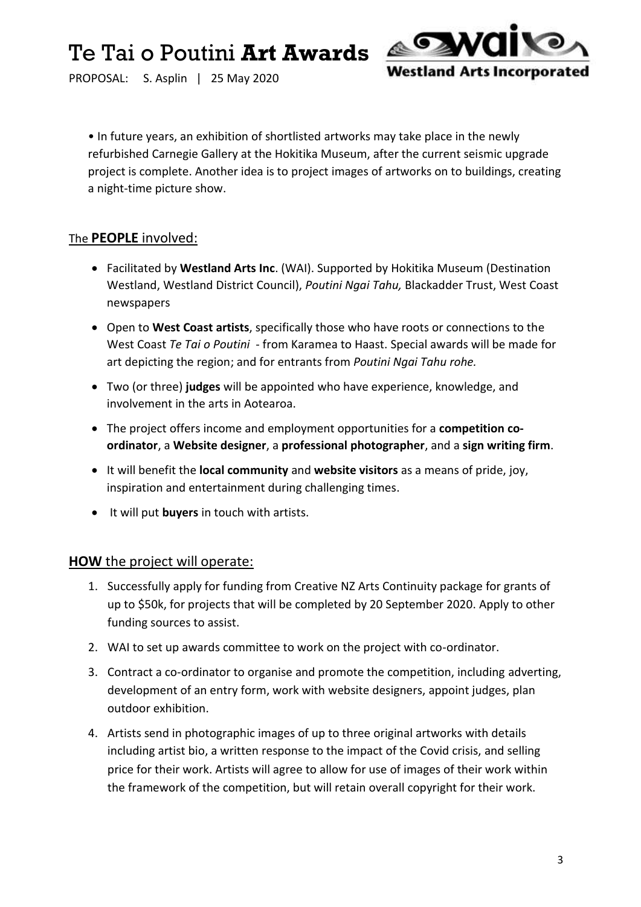• In future years, an exhibition of shortlisted artworks may take place in the newly refurbished Carnegie Gallery at the Hokitika Museum, after the current seismic upgrade project is complete. Another idea is to project images of artworks on to buildings, creating a night-time picture show.

## The **PEOPLE** involved:

- Facilitated by **Westland Arts Inc**. (WAI). Supported by Hokitika Museum (Destination Westland, Westland District Council), *Poutini Ngai Tahu,* Blackadder Trust, West Coast newspapers
- Open to **West Coast artists**, specifically those who have roots or connections to the West Coast *Te Tai o Poutini* - from Karamea to Haast. Special awards will be made for art depicting the region; and for entrants from *Poutini Ngai Tahu rohe.*
- Two (or three) **judges** will be appointed who have experience, knowledge, and involvement in the arts in Aotearoa.
- The project offers income and employment opportunities for a **competition co-ordinator**, a **Website designer**, a **professional photographer**, and a **sign writing firm**.
- It will benefit the **local community** and **website visitors** as a means of pride, joy, inspiration and entertainment during challenging times.
- It will put **buyers** in touch with artists.

## **HOW** the project will operate:

1. Successfully apply for funding from Creative NZ Arts Continuity package for grants of up to $50k, for projects that will be completed by 20 September 2020. Apply to other funding sources to assist.
2. WAI to set up awards committee to work on the project with co-ordinator.
3. Contract a co-ordinator to organise and promote the competition, including adverting, development of an entry form, work with website designers, appoint judges, plan outdoor exhibition.
4. Artists send in photographic images of up to three original artworks with details including artist bio, a written response to the impact of the Covid crisis, and selling price for their work. Artists will agree to allow for use of images of their work within the framework of the competition, but will retain overall copyright for their work.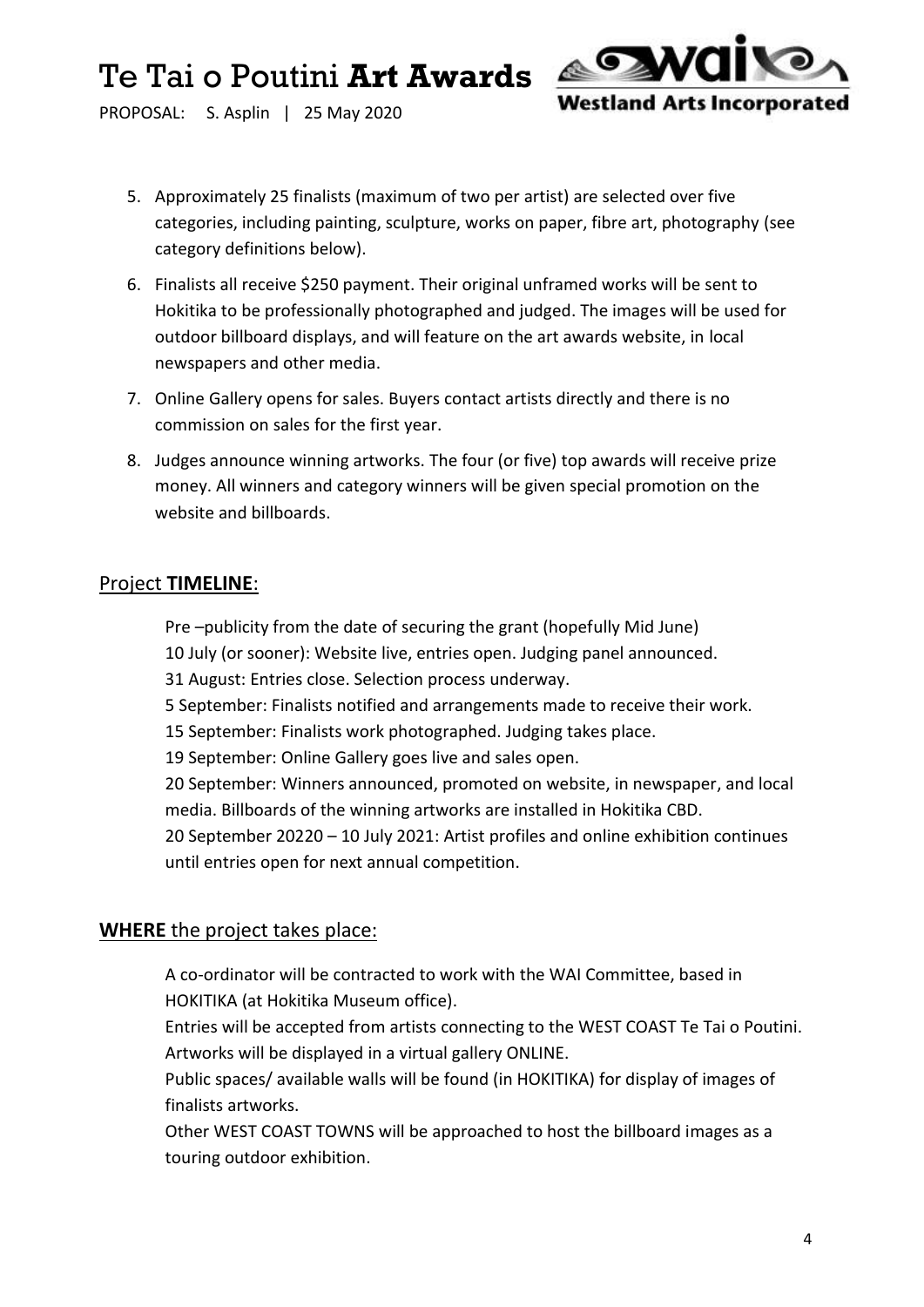5. Approximately 25 finalists (maximum of two per artist) are selected over five categories, including painting, sculpture, works on paper, fibre art, photography (see category definitions below).
6. Finalists all receive $250 payment. Their original unframed works will be sent to Hokitika to be professionally photographed and judged. The images will be used for outdoor billboard displays, and will feature on the art awards website, in local newspapers and other media.
7. Online Gallery opens for sales. Buyers contact artists directly and there is no commission on sales for the first year.
8. Judges announce winning artworks. The four (or five) top awards will receive prize money. All winners and category winners will be given special promotion on the website and billboards.

## Project **TIMELINE**:

Pre –publicity from the date of securing the grant (hopefully Mid June)
10 July (or sooner): Website live, entries open. Judging panel announced.
31 August: Entries close. Selection process underway.
5 September: Finalists notified and arrangements made to receive their work.
15 September: Finalists work photographed. Judging takes place.
19 September: Online Gallery goes live and sales open.
20 September: Winners announced, promoted on website, in newspaper, and local media. Billboards of the winning artworks are installed in Hokitika CBD.
20 September 20220 – 10 July 2021: Artist profiles and online exhibition continues until entries open for next annual competition.

## **WHERE** the project takes place:

A co-ordinator will be contracted to work with the WAI Committee, based in HOKITIKA (at Hokitika Museum office).
Entries will be accepted from artists connecting to the WEST COAST Te Tai o Poutini.
Artworks will be displayed in a virtual gallery ONLINE.
Public spaces/ available walls will be found (in HOKITIKA) for display of images of finalists artworks.
Other WEST COAST TOWNS will be approached to host the billboard images as a touring outdoor exhibition.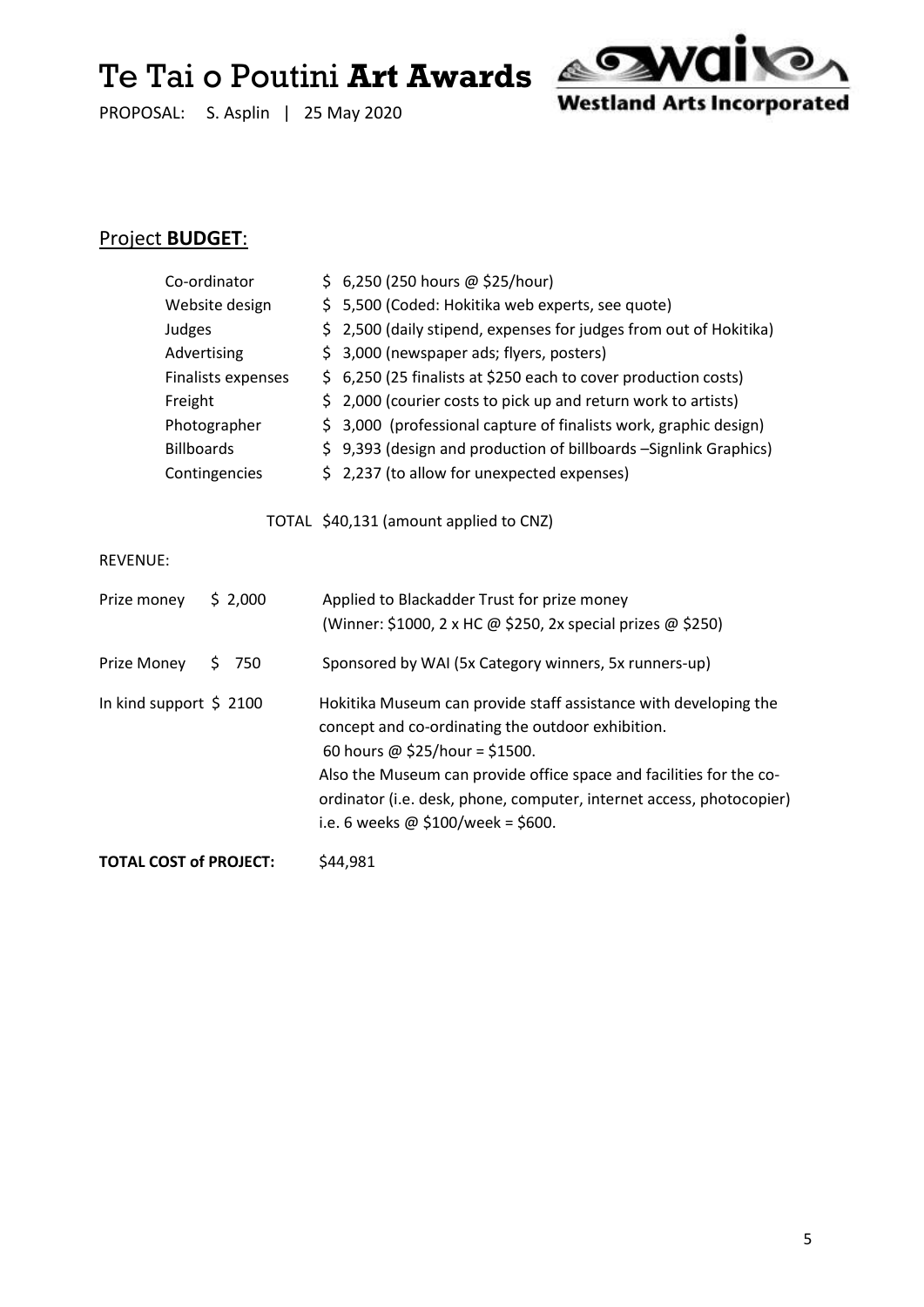## Project **BUDGET**:

| | |
|---|---|
| Co-ordinator | $ 6,250 (250 hours @ $25/hour) |
| Website design | $ 5,500 (Coded: Hokitika web experts, see quote) |
| Judges | $ 2,500 (daily stipend, expenses for judges from out of Hokitika) |
| Advertising | $ 3,000 (newspaper ads; flyers, posters) |
| Finalists expenses | $ 6,250 (25 finalists at $250 each to cover production costs) |
| Freight | $ 2,000 (courier costs to pick up and return work to artists) |
| Photographer | $ 3,000 (professional capture of finalists work, graphic design) |
| Billboards | $ 9,393 (design and production of billboards –Signlink Graphics) |
| Contingencies | $ 2,237 (to allow for unexpected expenses) |
| TOTAL | $40,131 (amount applied to CNZ) |

REVENUE:

| | | |
|---|---|---|
| Prize money | $ 2,000 | Applied to Blackadder Trust for prize money (Winner: $1000, 2 x HC @ $250, 2x special prizes @ $250) |
| Prize Money | $ 750 | Sponsored by WAI (5x Category winners, 5x runners-up) |
| In kind support | $ 2100 | Hokitika Museum can provide staff assistance with developing the concept and co-ordinating the outdoor exhibition. 60 hours @ $25/hour = $1500. Also the Museum can provide office space and facilities for the co-ordinator (i.e. desk, phone, computer, internet access, photocopier) i.e. 6 weeks @ $100/week = $600. |

**TOTAL COST of PROJECT:** $44,981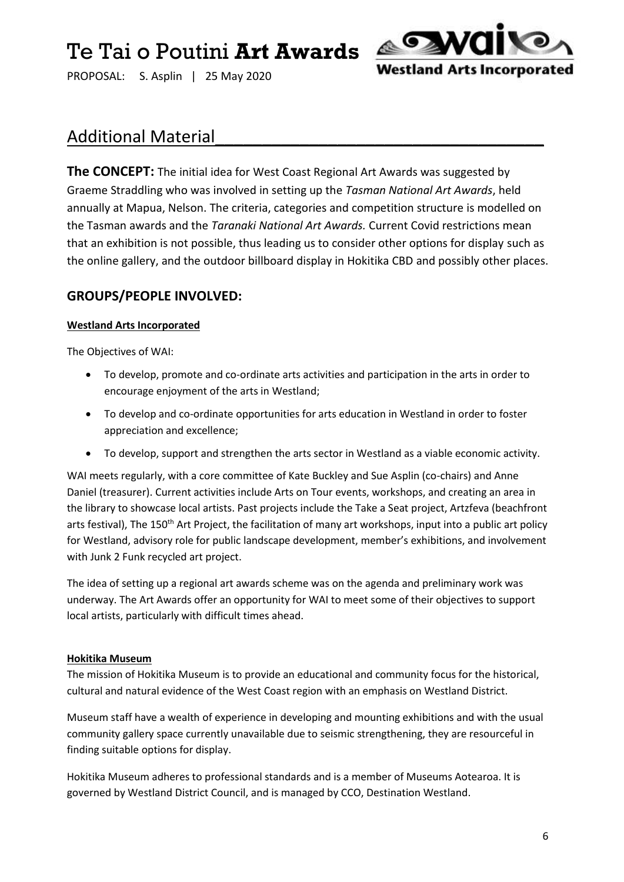## Additional Material

**The CONCEPT:** The initial idea for West Coast Regional Art Awards was suggested by Graeme Straddling who was involved in setting up the *Tasman National Art Awards*, held annually at Mapua, Nelson. The criteria, categories and competition structure is modelled on the Tasman awards and the *Taranaki National Art Awards.* Current Covid restrictions mean that an exhibition is not possible, thus leading us to consider other options for display such as the online gallery, and the outdoor billboard display in Hokitika CBD and possibly other places.

### GROUPS/PEOPLE INVOLVED:

#### Westland Arts Incorporated

The Objectives of WAI:

- To develop, promote and co-ordinate arts activities and participation in the arts in order to encourage enjoyment of the arts in Westland;
- To develop and co-ordinate opportunities for arts education in Westland in order to foster appreciation and excellence;
- To develop, support and strengthen the arts sector in Westland as a viable economic activity.

WAI meets regularly, with a core committee of Kate Buckley and Sue Asplin (co-chairs) and Anne Daniel (treasurer). Current activities include Arts on Tour events, workshops, and creating an area in the library to showcase local artists. Past projects include the Take a Seat project, Artzfeva (beachfront arts festival), The 150th Art Project, the facilitation of many art workshops, input into a public art policy for Westland, advisory role for public landscape development, member's exhibitions, and involvement with Junk 2 Funk recycled art project.

The idea of setting up a regional art awards scheme was on the agenda and preliminary work was underway. The Art Awards offer an opportunity for WAI to meet some of their objectives to support local artists, particularly with difficult times ahead.

#### Hokitika Museum

The mission of Hokitika Museum is to provide an educational and community focus for the historical, cultural and natural evidence of the West Coast region with an emphasis on Westland District.

Museum staff have a wealth of experience in developing and mounting exhibitions and with the usual community gallery space currently unavailable due to seismic strengthening, they are resourceful in finding suitable options for display.

Hokitika Museum adheres to professional standards and is a member of Museums Aotearoa. It is governed by Westland District Council, and is managed by CCO, Destination Westland.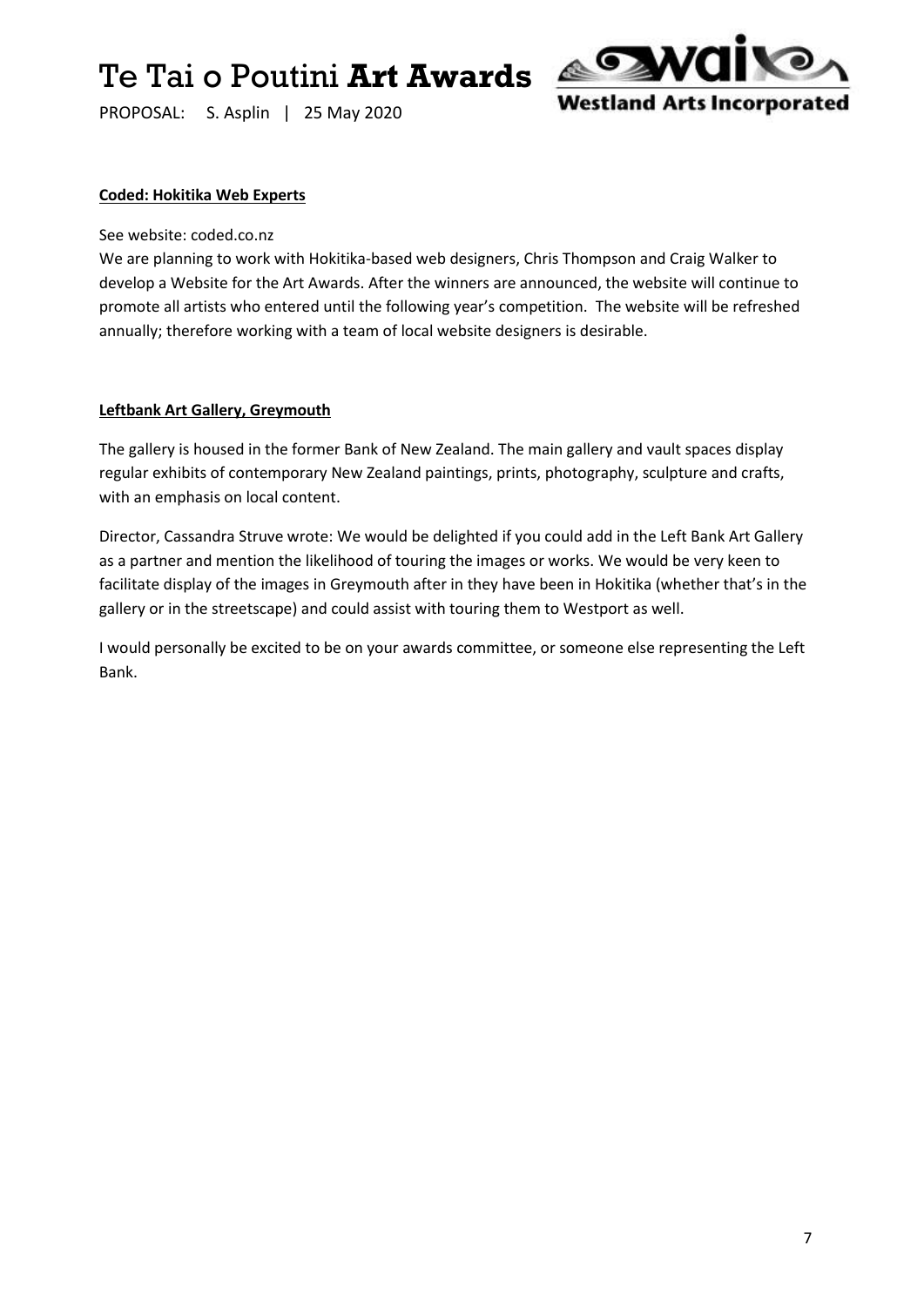**Coded: Hokitika Web Experts**

See website: coded.co.nz

We are planning to work with Hokitika-based web designers, Chris Thompson and Craig Walker to develop a Website for the Art Awards. After the winners are announced, the website will continue to promote all artists who entered until the following year's competition. The website will be refreshed annually; therefore working with a team of local website designers is desirable.

**Leftbank Art Gallery, Greymouth**

The gallery is housed in the former Bank of New Zealand. The main gallery and vault spaces display regular exhibits of contemporary New Zealand paintings, prints, photography, sculpture and crafts, with an emphasis on local content.

Director, Cassandra Struve wrote: We would be delighted if you could add in the Left Bank Art Gallery as a partner and mention the likelihood of touring the images or works. We would be very keen to facilitate display of the images in Greymouth after in they have been in Hokitika (whether that's in the gallery or in the streetscape) and could assist with touring them to Westport as well.

I would personally be excited to be on your awards committee, or someone else representing the Left Bank.